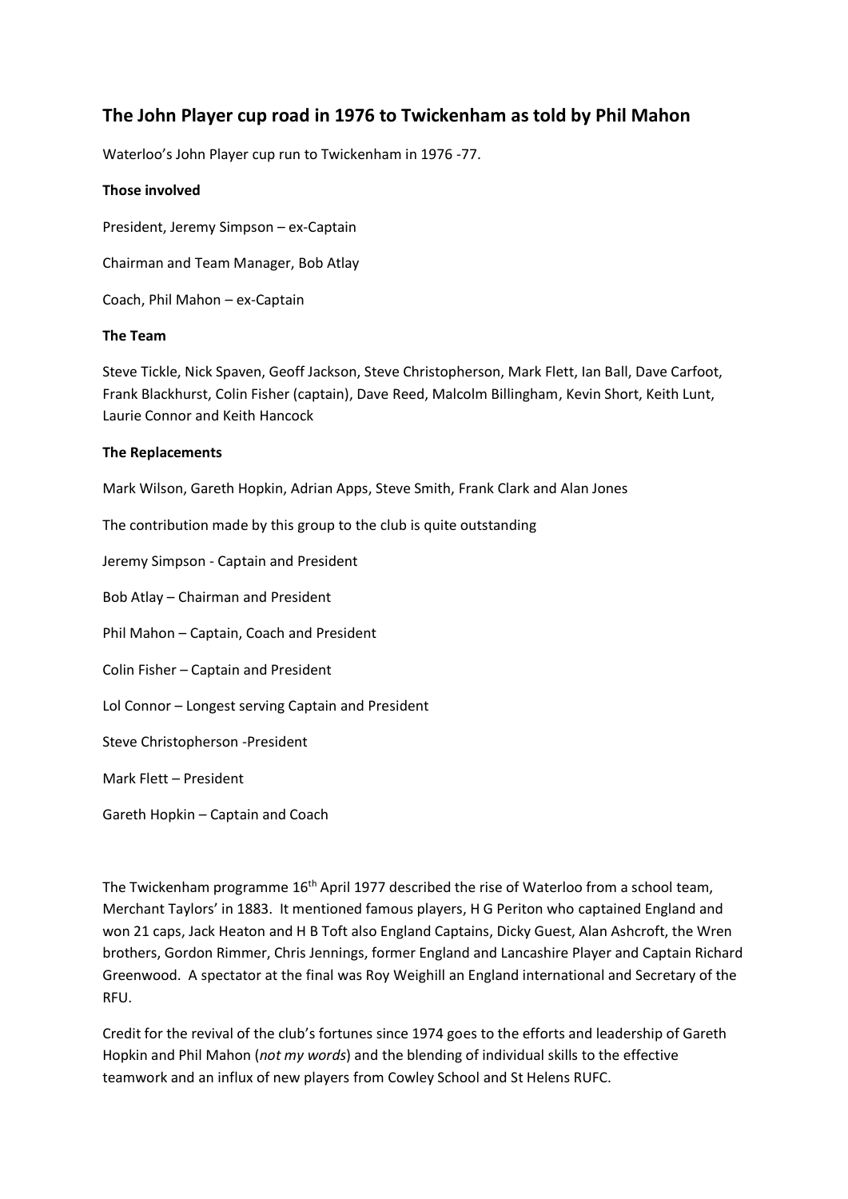# The John Player cup road in 1976 to Twickenham as told by Phil Mahon

Waterloo's John Player cup run to Twickenham in 1976 -77.

**Those involved**

President, Jeremy Simpson – ex-Captain

Chairman and Team Manager, Bob Atlay

Coach, Phil Mahon – ex-Captain

**The Team**

Steve Tickle, Nick Spaven, Geoff Jackson, Steve Christopherson, Mark Flett, Ian Ball, Dave Carfoot, Frank Blackhurst, Colin Fisher (captain), Dave Reed, Malcolm Billingham, Kevin Short, Keith Lunt, Laurie Connor and Keith Hancock

**The Replacements**

Mark Wilson, Gareth Hopkin, Adrian Apps, Steve Smith, Frank Clark and Alan Jones

The contribution made by this group to the club is quite outstanding

Jeremy Simpson - Captain and President

Bob Atlay – Chairman and President

Phil Mahon – Captain, Coach and President

Colin Fisher – Captain and President

Lol Connor – Longest serving Captain and President

Steve Christopherson -President

Mark Flett – President

Gareth Hopkin – Captain and Coach

The Twickenham programme 16th April 1977 described the rise of Waterloo from a school team, Merchant Taylors' in 1883. It mentioned famous players, H G Periton who captained England and won 21 caps, Jack Heaton and H B Toft also England Captains, Dicky Guest, Alan Ashcroft, the Wren brothers, Gordon Rimmer, Chris Jennings, former England and Lancashire Player and Captain Richard Greenwood. A spectator at the final was Roy Weighill an England international and Secretary of the RFU.

Credit for the revival of the club's fortunes since 1974 goes to the efforts and leadership of Gareth Hopkin and Phil Mahon (*not my words*) and the blending of individual skills to the effective teamwork and an influx of new players from Cowley School and St Helens RUFC.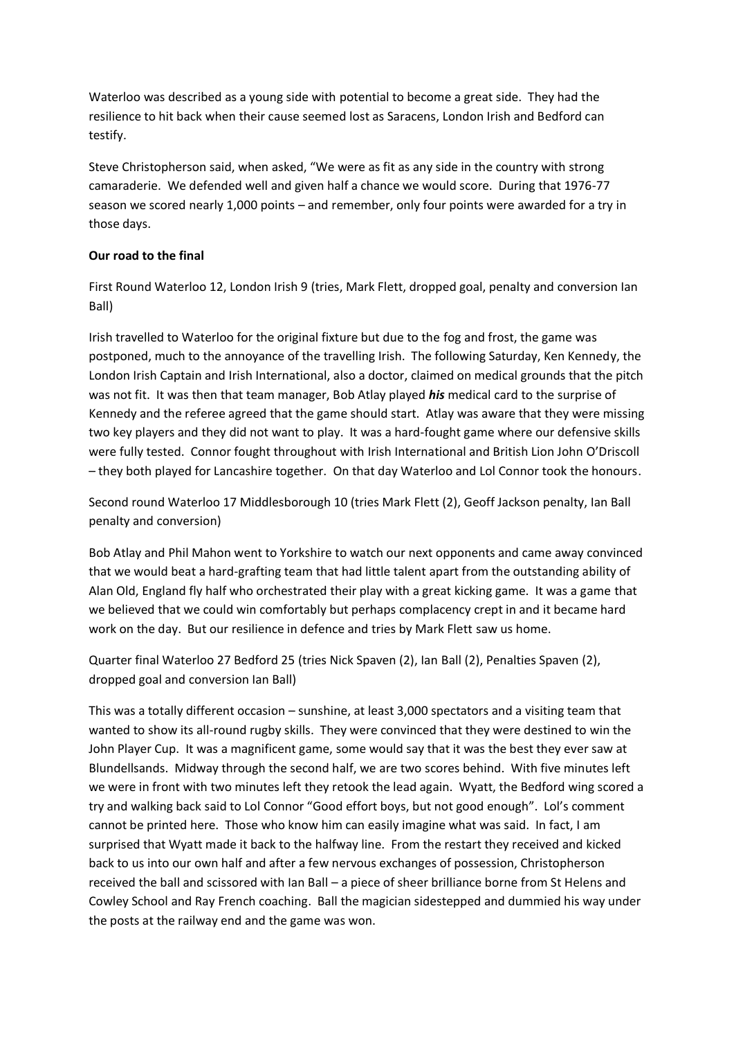Waterloo was described as a young side with potential to become a great side. They had the resilience to hit back when their cause seemed lost as Saracens, London Irish and Bedford can testify.

Steve Christopherson said, when asked, "We were as fit as any side in the country with strong camaraderie. We defended well and given half a chance we would score. During that 1976-77 season we scored nearly 1,000 points – and remember, only four points were awarded for a try in those days.

**Our road to the final**

First Round Waterloo 12, London Irish 9 (tries, Mark Flett, dropped goal, penalty and conversion Ian Ball)

Irish travelled to Waterloo for the original fixture but due to the fog and frost, the game was postponed, much to the annoyance of the travelling Irish. The following Saturday, Ken Kennedy, the London Irish Captain and Irish International, also a doctor, claimed on medical grounds that the pitch was not fit. It was then that team manager, Bob Atlay played ***his*** medical card to the surprise of Kennedy and the referee agreed that the game should start. Atlay was aware that they were missing two key players and they did not want to play. It was a hard-fought game where our defensive skills were fully tested. Connor fought throughout with Irish International and British Lion John O'Driscoll – they both played for Lancashire together. On that day Waterloo and Lol Connor took the honours.

Second round Waterloo 17 Middlesborough 10 (tries Mark Flett (2), Geoff Jackson penalty, Ian Ball penalty and conversion)

Bob Atlay and Phil Mahon went to Yorkshire to watch our next opponents and came away convinced that we would beat a hard-grafting team that had little talent apart from the outstanding ability of Alan Old, England fly half who orchestrated their play with a great kicking game. It was a game that we believed that we could win comfortably but perhaps complacency crept in and it became hard work on the day. But our resilience in defence and tries by Mark Flett saw us home.

Quarter final Waterloo 27 Bedford 25 (tries Nick Spaven (2), Ian Ball (2), Penalties Spaven (2), dropped goal and conversion Ian Ball)

This was a totally different occasion – sunshine, at least 3,000 spectators and a visiting team that wanted to show its all-round rugby skills. They were convinced that they were destined to win the John Player Cup. It was a magnificent game, some would say that it was the best they ever saw at Blundellsands. Midway through the second half, we are two scores behind. With five minutes left we were in front with two minutes left they retook the lead again. Wyatt, the Bedford wing scored a try and walking back said to Lol Connor "Good effort boys, but not good enough". Lol's comment cannot be printed here. Those who know him can easily imagine what was said. In fact, I am surprised that Wyatt made it back to the halfway line. From the restart they received and kicked back to us into our own half and after a few nervous exchanges of possession, Christopherson received the ball and scissored with Ian Ball – a piece of sheer brilliance borne from St Helens and Cowley School and Ray French coaching. Ball the magician sidestepped and dummied his way under the posts at the railway end and the game was won.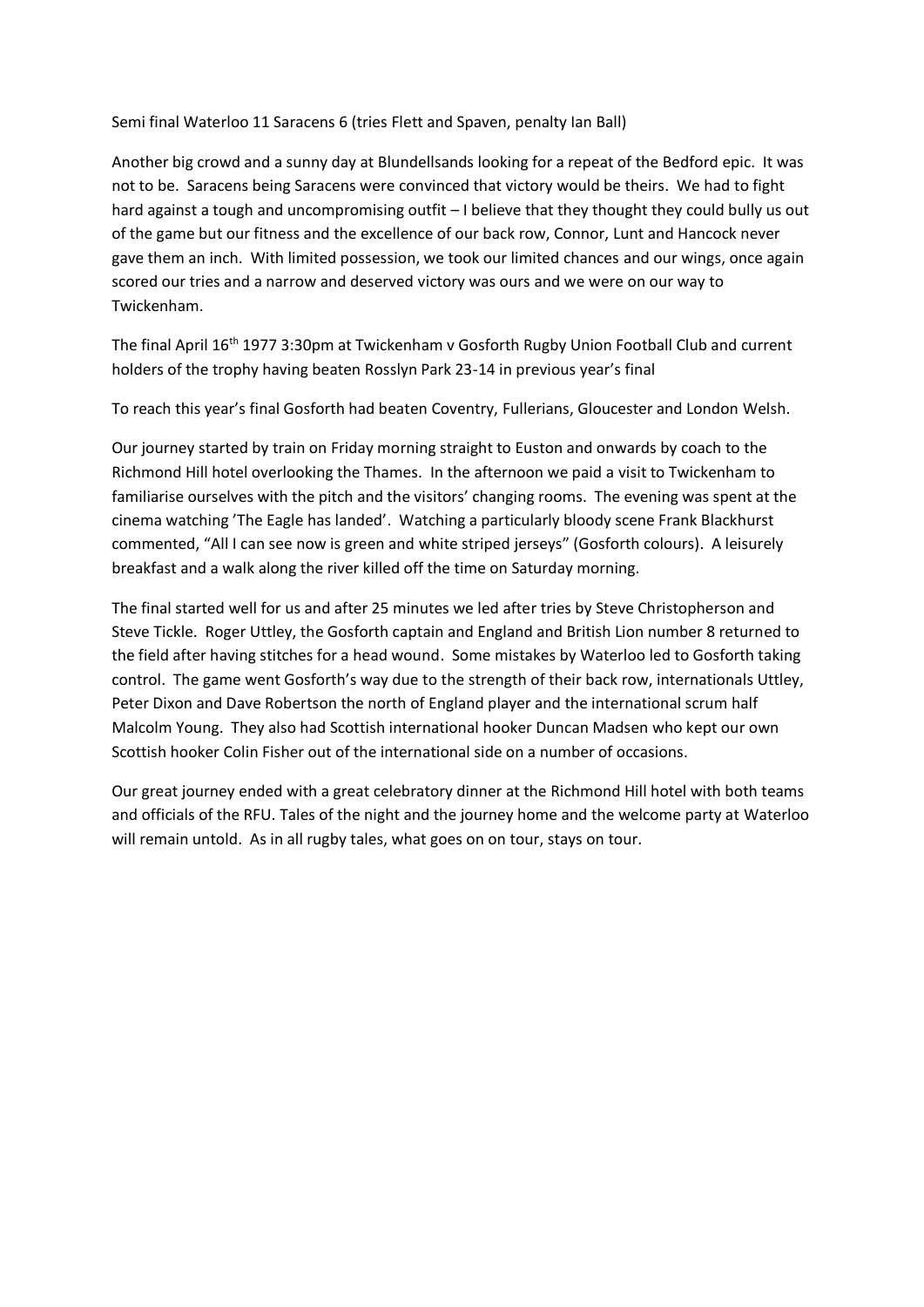Semi final Waterloo 11 Saracens 6 (tries Flett and Spaven, penalty Ian Ball)

Another big crowd and a sunny day at Blundellsands looking for a repeat of the Bedford epic. It was not to be. Saracens being Saracens were convinced that victory would be theirs. We had to fight hard against a tough and uncompromising outfit – I believe that they thought they could bully us out of the game but our fitness and the excellence of our back row, Connor, Lunt and Hancock never gave them an inch. With limited possession, we took our limited chances and our wings, once again scored our tries and a narrow and deserved victory was ours and we were on our way to Twickenham.

The final April 16th 1977 3:30pm at Twickenham v Gosforth Rugby Union Football Club and current holders of the trophy having beaten Rosslyn Park 23-14 in previous year's final

To reach this year's final Gosforth had beaten Coventry, Fullerians, Gloucester and London Welsh.

Our journey started by train on Friday morning straight to Euston and onwards by coach to the Richmond Hill hotel overlooking the Thames. In the afternoon we paid a visit to Twickenham to familiarise ourselves with the pitch and the visitors' changing rooms. The evening was spent at the cinema watching 'The Eagle has landed'. Watching a particularly bloody scene Frank Blackhurst commented, "All I can see now is green and white striped jerseys" (Gosforth colours). A leisurely breakfast and a walk along the river killed off the time on Saturday morning.

The final started well for us and after 25 minutes we led after tries by Steve Christopherson and Steve Tickle. Roger Uttley, the Gosforth captain and England and British Lion number 8 returned to the field after having stitches for a head wound. Some mistakes by Waterloo led to Gosforth taking control. The game went Gosforth's way due to the strength of their back row, internationals Uttley, Peter Dixon and Dave Robertson the north of England player and the international scrum half Malcolm Young. They also had Scottish international hooker Duncan Madsen who kept our own Scottish hooker Colin Fisher out of the international side on a number of occasions.

Our great journey ended with a great celebratory dinner at the Richmond Hill hotel with both teams and officials of the RFU. Tales of the night and the journey home and the welcome party at Waterloo will remain untold. As in all rugby tales, what goes on on tour, stays on tour.